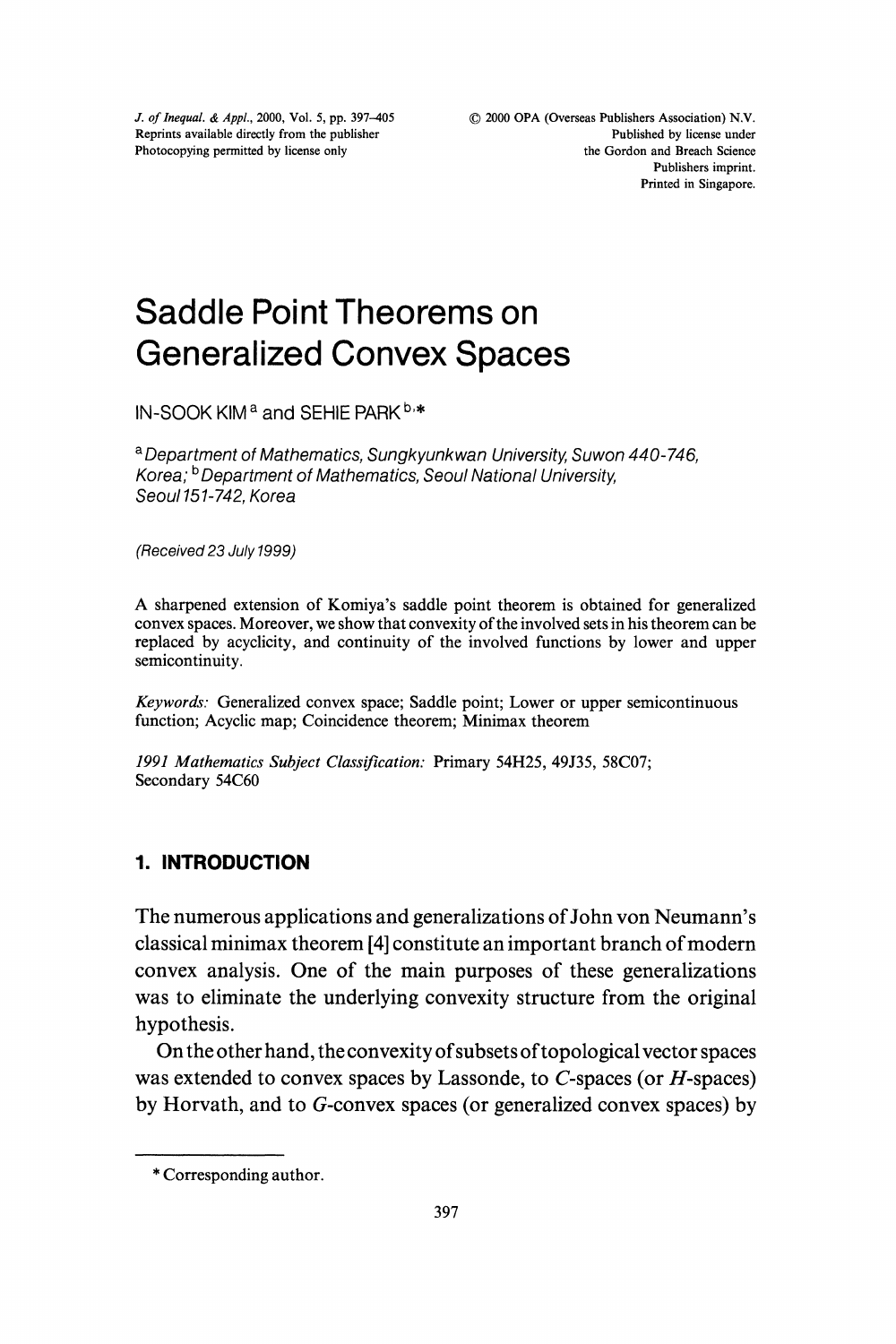J. of Inequal. & Appl., 2000, Vol. 5, pp. 397–405
Reprints available directly from the publisher
Photocopying permitted by license only

© 2000 OPA (Overseas Publishers Association) N.V.
Published by license under
the Gordon and Breach Science
Publishers imprint.
Printed in Singapore.

# Saddle Point Theorems on Generalized Convex Spaces

IN-SOOK KIM [a] and SEHIE PARK [b,*]

[a] *Department of Mathematics, Sungkyunkwan University, Suwon 440-746, Korea;* [b] *Department of Mathematics, Seoul National University, Seoul 151-742, Korea*

*(Received 23 July 1999)*

A sharpened extension of Komiya's saddle point theorem is obtained for generalized convex spaces. Moreover, we show that convexity of the involved sets in his theorem can be replaced by acyclicity, and continuity of the involved functions by lower and upper semicontinuity.

*Keywords:* Generalized convex space; Saddle point; Lower or upper semicontinuous function; Acyclic map; Coincidence theorem; Minimax theorem

*1991 Mathematics Subject Classification:* Primary 54H25, 49J35, 58C07; Secondary 54C60

## 1. INTRODUCTION

The numerous applications and generalizations of John von Neumann's classical minimax theorem [4] constitute an important branch of modern convex analysis. One of the main purposes of these generalizations was to eliminate the underlying convexity structure from the original hypothesis.

On the other hand, the convexity of subsets of topological vector spaces was extended to convex spaces by Lassonde, to $C$-spaces (or $H$-spaces) by Horvath, and to $G$-convex spaces (or generalized convex spaces) by

* Corresponding author.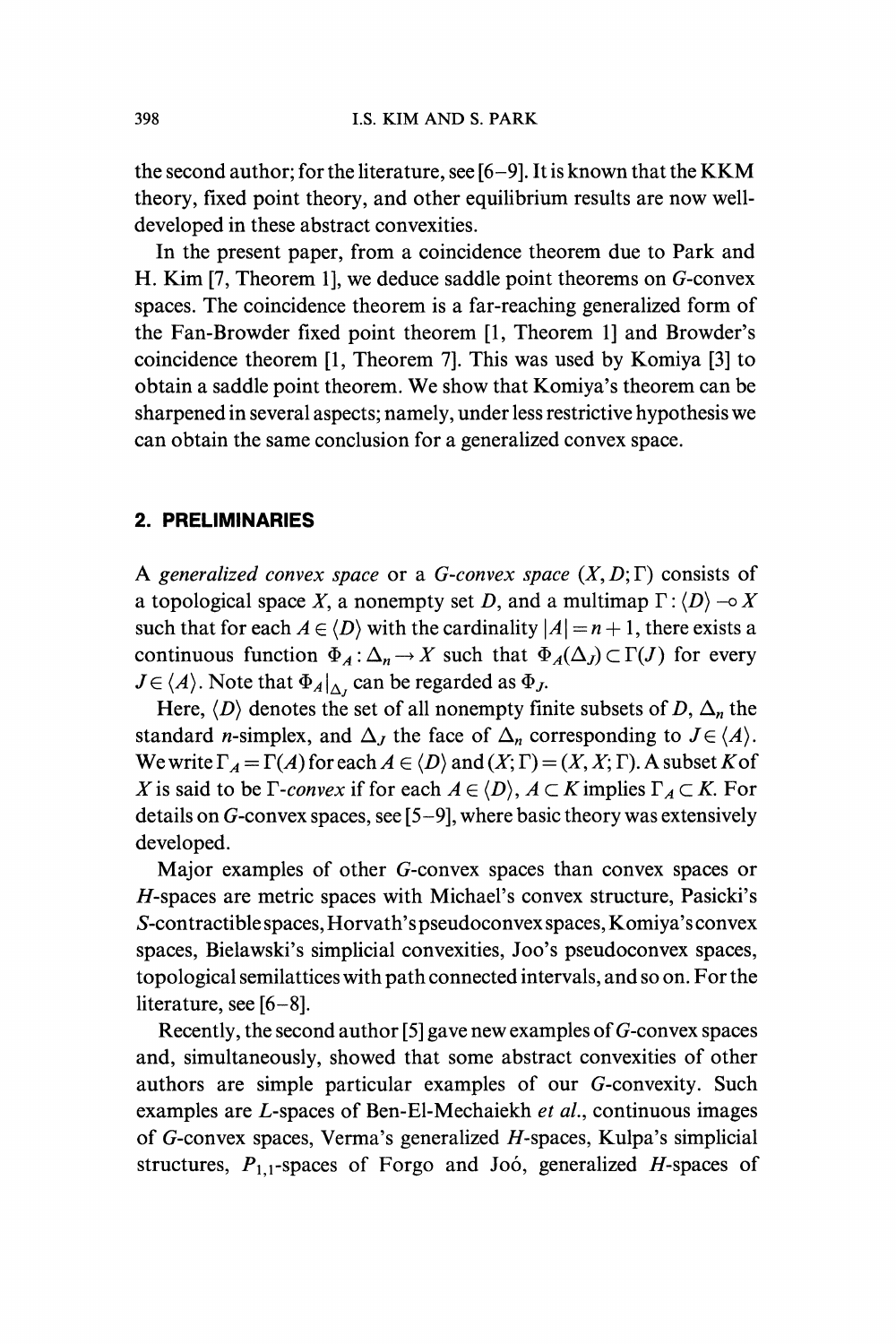the second author; for the literature, see [6–9]. It is known that the KKM theory, fixed point theory, and other equilibrium results are now well-developed in these abstract convexities.

In the present paper, from a coincidence theorem due to Park and H. Kim [7, Theorem 1], we deduce saddle point theorems on $G$-convex spaces. The coincidence theorem is a far-reaching generalized form of the Fan-Browder fixed point theorem [1, Theorem 1] and Browder's coincidence theorem [1, Theorem 7]. This was used by Komiya [3] to obtain a saddle point theorem. We show that Komiya's theorem can be sharpened in several aspects; namely, under less restrictive hypothesis we can obtain the same conclusion for a generalized convex space.

## 2. PRELIMINARIES

A *generalized convex space* or a *G-convex space* $(X, D; \Gamma)$ consists of a topological space $X$, a nonempty set $D$, and a multimap $\Gamma : \langle D \rangle \multimap X$ such that for each $A \in \langle D \rangle$ with the cardinality $|A| = n + 1$, there exists a continuous function $\Phi_A : \Delta_n \to X$ such that $\Phi_A(\Delta_J) \subset \Gamma(J)$ for every $J \in \langle A \rangle$. Note that $\Phi_A|_{\Delta_J}$ can be regarded as $\Phi_J$.

Here, $\langle D \rangle$ denotes the set of all nonempty finite subsets of $D$, $\Delta_n$ the standard $n$-simplex, and $\Delta_J$ the face of $\Delta_n$ corresponding to $J \in \langle A \rangle$. We write $\Gamma_A = \Gamma(A)$ for each $A \in \langle D \rangle$ and $(X; \Gamma) = (X, X; \Gamma)$. A subset $K$ of $X$ is said to be $\Gamma$-*convex* if for each $A \in \langle D \rangle$, $A \subset K$ implies $\Gamma_A \subset K$. For details on $G$-convex spaces, see [5–9], where basic theory was extensively developed.

Major examples of other $G$-convex spaces than convex spaces or $H$-spaces are metric spaces with Michael's convex structure, Pasicki's $S$-contractible spaces, Horvath's pseudoconvex spaces, Komiya's convex spaces, Bielawski's simplicial convexities, Joo's pseudoconvex spaces, topological semilattices with path connected intervals, and so on. For the literature, see [6–8].

Recently, the second author [5] gave new examples of $G$-convex spaces and, simultaneously, showed that some abstract convexities of other authors are simple particular examples of our $G$-convexity. Such examples are $L$-spaces of Ben-El-Mechaiekh *et al.*, continuous images of $G$-convex spaces, Verma's generalized $H$-spaces, Kulpa's simplicial structures, $P_{1,1}$-spaces of Forgo and Joó, generalized $H$-spaces of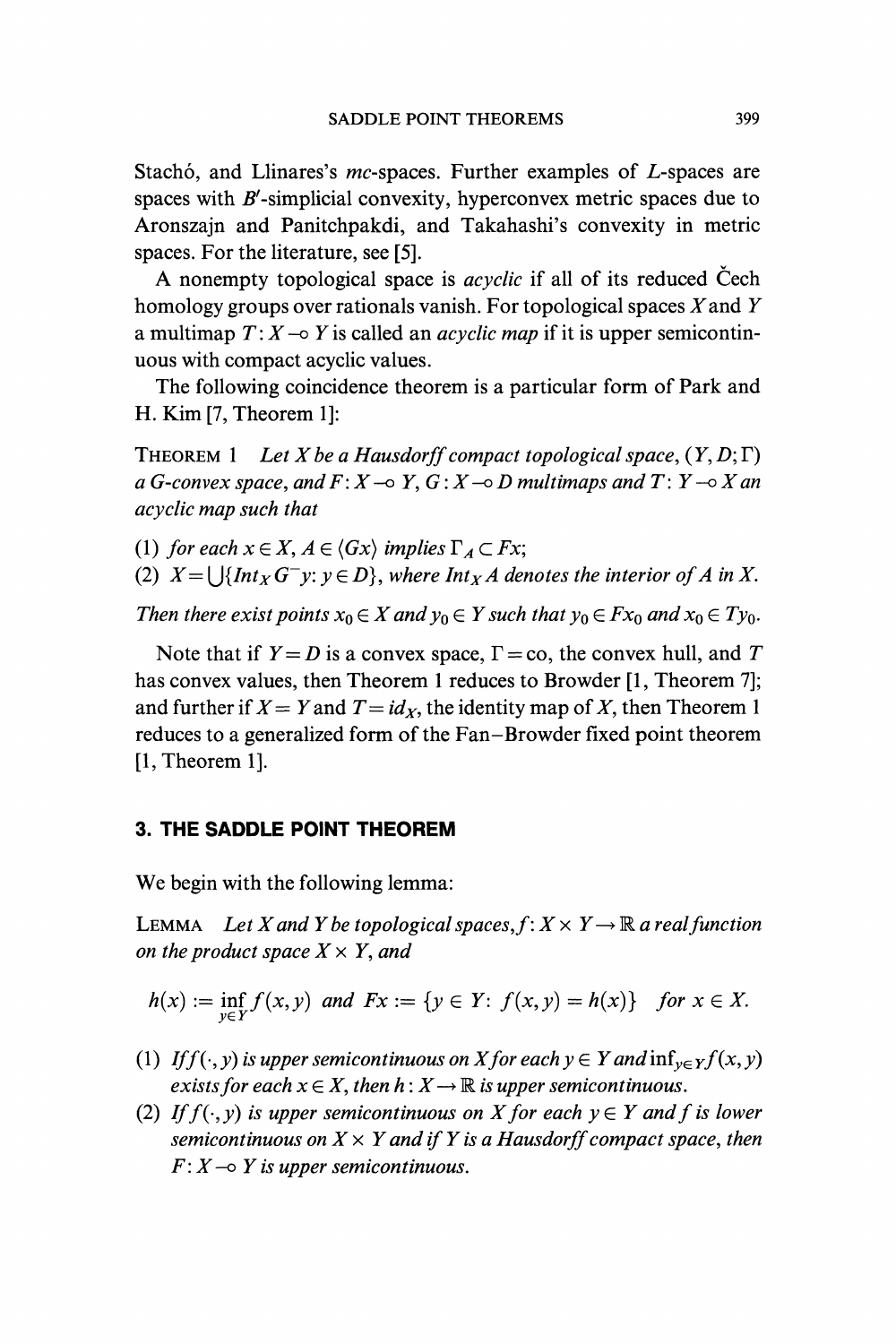Stachó, and Llinares's *mc*-spaces. Further examples of *L*-spaces are spaces with $B'$-simplicial convexity, hyperconvex metric spaces due to Aronszajn and Panitchpakdi, and Takahashi's convexity in metric spaces. For the literature, see [5].

A nonempty topological space is *acyclic* if all of its reduced Čech homology groups over rationals vanish. For topological spaces $X$ and $Y$ a multimap $T: X \multimap Y$ is called an *acyclic map* if it is upper semicontinuous with compact acyclic values.

The following coincidence theorem is a particular form of Park and H. Kim [7, Theorem 1]:

THEOREM 1 *Let $X$ be a Hausdorff compact topological space, $(Y, D; \Gamma)$ a G-convex space, and $F: X \multimap Y$, $G: X \multimap D$ multimaps and $T: Y \multimap X$ an acyclic map such that*

(1) *for each $x \in X$, $A \in \langle Gx \rangle$ implies $\Gamma_A \subset Fx$;*
(2) *$X = \bigcup\{Int_X G^- y\colon y \in D\}$, where $Int_X A$ denotes the interior of $A$ in $X$.*

*Then there exist points $x_0 \in X$ and $y_0 \in Y$ such that $y_0 \in Fx_0$ and $x_0 \in Ty_0$.*

Note that if $Y = D$ is a convex space, $\Gamma = \text{co}$, the convex hull, and $T$ has convex values, then Theorem 1 reduces to Browder [1, Theorem 7]; and further if $X = Y$ and $T = id_X$, the identity map of $X$, then Theorem 1 reduces to a generalized form of the Fan–Browder fixed point theorem [1, Theorem 1].

## 3. THE SADDLE POINT THEOREM

We begin with the following lemma:

LEMMA *Let $X$ and $Y$ be topological spaces, $f: X \times Y \to \mathbb{R}$ a real function on the product space $X \times Y$, and*

$$h(x) := \inf_{y \in Y} f(x, y) \quad \text{and} \quad Fx := \{y \in Y\colon\ f(x, y) = h(x)\} \quad \text{for } x \in X.$$

(1) *If $f(\cdot, y)$ is upper semicontinuous on $X$ for each $y \in Y$ and $\inf_{y \in Y} f(x, y)$ exists for each $x \in X$, then $h: X \to \mathbb{R}$ is upper semicontinuous.*
(2) *If $f(\cdot, y)$ is upper semicontinuous on $X$ for each $y \in Y$ and $f$ is lower semicontinuous on $X \times Y$ and if $Y$ is a Hausdorff compact space, then $F: X \multimap Y$ is upper semicontinuous.*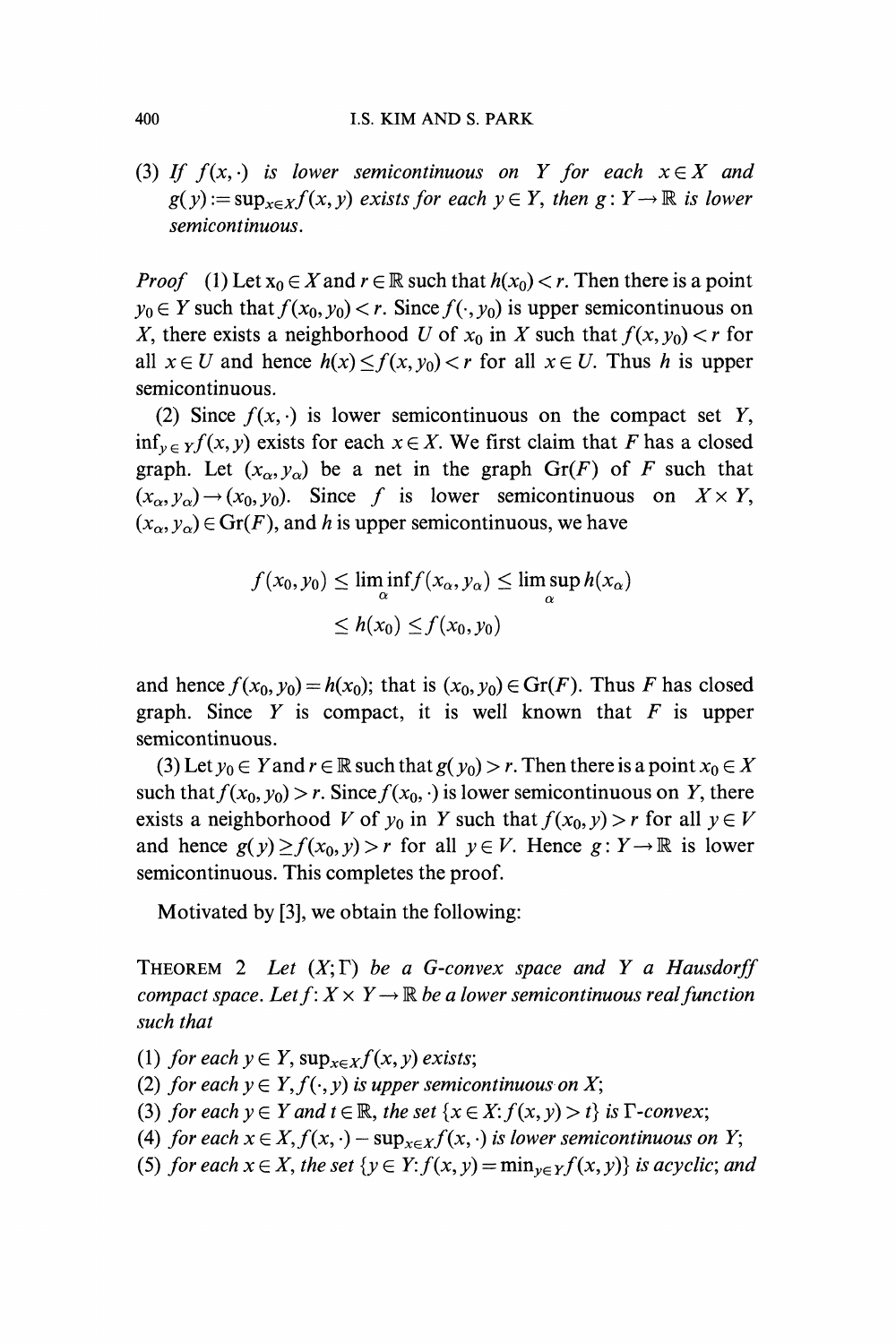(3) *If* $f(x, \cdot)$ *is lower semicontinuous on* $Y$ *for each* $x \in X$ *and* $g(y) := \sup_{x \in X} f(x, y)$ *exists for each* $y \in Y$, *then* $g: Y \to \mathbb{R}$ *is lower semicontinuous.*

*Proof* (1) Let $x_0 \in X$ and $r \in \mathbb{R}$ such that $h(x_0) < r$. Then there is a point $y_0 \in Y$ such that $f(x_0, y_0) < r$. Since $f(\cdot, y_0)$ is upper semicontinuous on $X$, there exists a neighborhood $U$ of $x_0$ in $X$ such that $f(x, y_0) < r$ for all $x \in U$ and hence $h(x) \leq f(x, y_0) < r$ for all $x \in U$. Thus $h$ is upper semicontinuous.

(2) Since $f(x, \cdot)$ is lower semicontinuous on the compact set $Y$, $\inf_{y \in Y} f(x, y)$ exists for each $x \in X$. We first claim that $F$ has a closed graph. Let $(x_\alpha, y_\alpha)$ be a net in the graph $\mathrm{Gr}(F)$ of $F$ such that $(x_\alpha, y_\alpha) \to (x_0, y_0)$. Since $f$ is lower semicontinuous on $X \times Y$, $(x_\alpha, y_\alpha) \in \mathrm{Gr}(F)$, and $h$ is upper semicontinuous, we have

$$
\begin{aligned}
f(x_0, y_0) &\leq \liminf_\alpha f(x_\alpha, y_\alpha) \leq \limsup_\alpha h(x_\alpha) \\
&\leq h(x_0) \leq f(x_0, y_0)
\end{aligned}
$$

and hence $f(x_0, y_0) = h(x_0)$; that is $(x_0, y_0) \in \mathrm{Gr}(F)$. Thus $F$ has closed graph. Since $Y$ is compact, it is well known that $F$ is upper semicontinuous.

(3) Let $y_0 \in Y$ and $r \in \mathbb{R}$ such that $g(y_0) > r$. Then there is a point $x_0 \in X$ such that $f(x_0, y_0) > r$. Since $f(x_0, \cdot)$ is lower semicontinuous on $Y$, there exists a neighborhood $V$ of $y_0$ in $Y$ such that $f(x_0, y) > r$ for all $y \in V$ and hence $g(y) \geq f(x_0, y) > r$ for all $y \in V$. Hence $g: Y \to \mathbb{R}$ is lower semicontinuous. This completes the proof.

Motivated by [3], we obtain the following:

THEOREM 2 *Let* $(X; \Gamma)$ *be a G-convex space and* $Y$ *a Hausdorff compact space. Let* $f: X \times Y \to \mathbb{R}$ *be a lower semicontinuous real function such that*

(1) *for each* $y \in Y$, $\sup_{x \in X} f(x, y)$ *exists*;
(2) *for each* $y \in Y$, $f(\cdot, y)$ *is upper semicontinuous on* $X$;
(3) *for each* $y \in Y$ *and* $t \in \mathbb{R}$, *the set* $\{x \in X: f(x, y) > t\}$ *is* $\Gamma$-*convex*;
(4) *for each* $x \in X$, $f(x, \cdot) - \sup_{x \in X} f(x, \cdot)$ *is lower semicontinuous on* $Y$;
(5) *for each* $x \in X$, *the set* $\{y \in Y: f(x, y) = \min_{y \in Y} f(x, y)\}$ *is acyclic; and*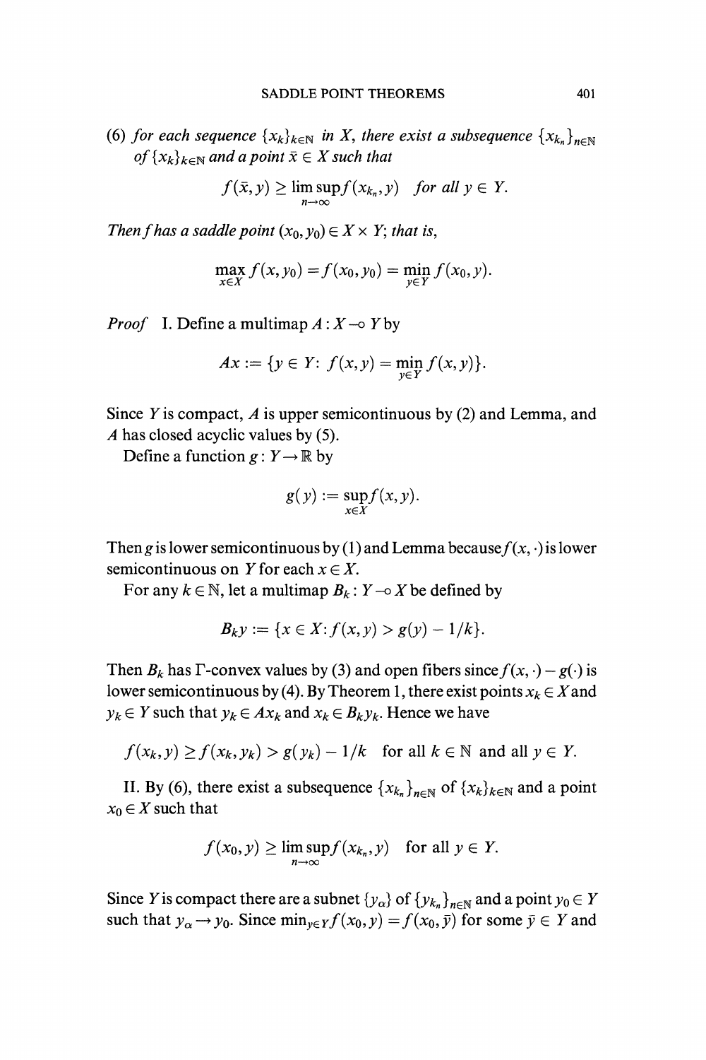(6) *for each sequence* $\{x_k\}_{k\in\mathbb{N}}$ *in* $X$, *there exist a subsequence* $\{x_{k_n}\}_{n\in\mathbb{N}}$ *of* $\{x_k\}_{k\in\mathbb{N}}$ *and a point* $\bar{x} \in X$ *such that*

$$f(\bar{x}, y) \geq \limsup_{n\to\infty} f(x_{k_n}, y) \quad \text{for all } y \in Y.$$

*Then* $f$ *has a saddle point* $(x_0, y_0) \in X \times Y$; *that is,*

$$\max_{x\in X} f(x, y_0) = f(x_0, y_0) = \min_{y\in Y} f(x_0, y).$$

*Proof* I. Define a multimap $A: X \multimap Y$ by

$$Ax := \{y \in Y: \ f(x, y) = \min_{y\in Y} f(x, y)\}.$$

Since $Y$ is compact, $A$ is upper semicontinuous by (2) and Lemma, and $A$ has closed acyclic values by (5).

Define a function $g: Y \to \mathbb{R}$ by

$$g(y) := \sup_{x\in X} f(x, y).$$

Then $g$ is lower semicontinuous by (1) and Lemma because $f(x, \cdot)$ is lower semicontinuous on $Y$ for each $x \in X$.

For any $k \in \mathbb{N}$, let a multimap $B_k: Y \multimap X$ be defined by

$$B_k y := \{x \in X: f(x, y) > g(y) - 1/k\}.$$

Then $B_k$ has $\Gamma$-convex values by (3) and open fibers since $f(x, \cdot) - g(\cdot)$ is lower semicontinuous by (4). By Theorem 1, there exist points $x_k \in X$ and $y_k \in Y$ such that $y_k \in Ax_k$ and $x_k \in B_k y_k$. Hence we have

$$f(x_k, y) \geq f(x_k, y_k) > g(y_k) - 1/k \quad \text{for all } k \in \mathbb{N} \text{ and all } y \in Y.$$

II. By (6), there exist a subsequence $\{x_{k_n}\}_{n\in\mathbb{N}}$ of $\{x_k\}_{k\in\mathbb{N}}$ and a point $x_0 \in X$ such that

$$f(x_0, y) \geq \limsup_{n\to\infty} f(x_{k_n}, y) \quad \text{for all } y \in Y.$$

Since $Y$ is compact there are a subnet $\{y_\alpha\}$ of $\{y_{k_n}\}_{n\in\mathbb{N}}$ and a point $y_0 \in Y$ such that $y_\alpha \to y_0$. Since $\min_{y\in Y} f(x_0, y) = f(x_0, \bar{y})$ for some $\bar{y} \in Y$ and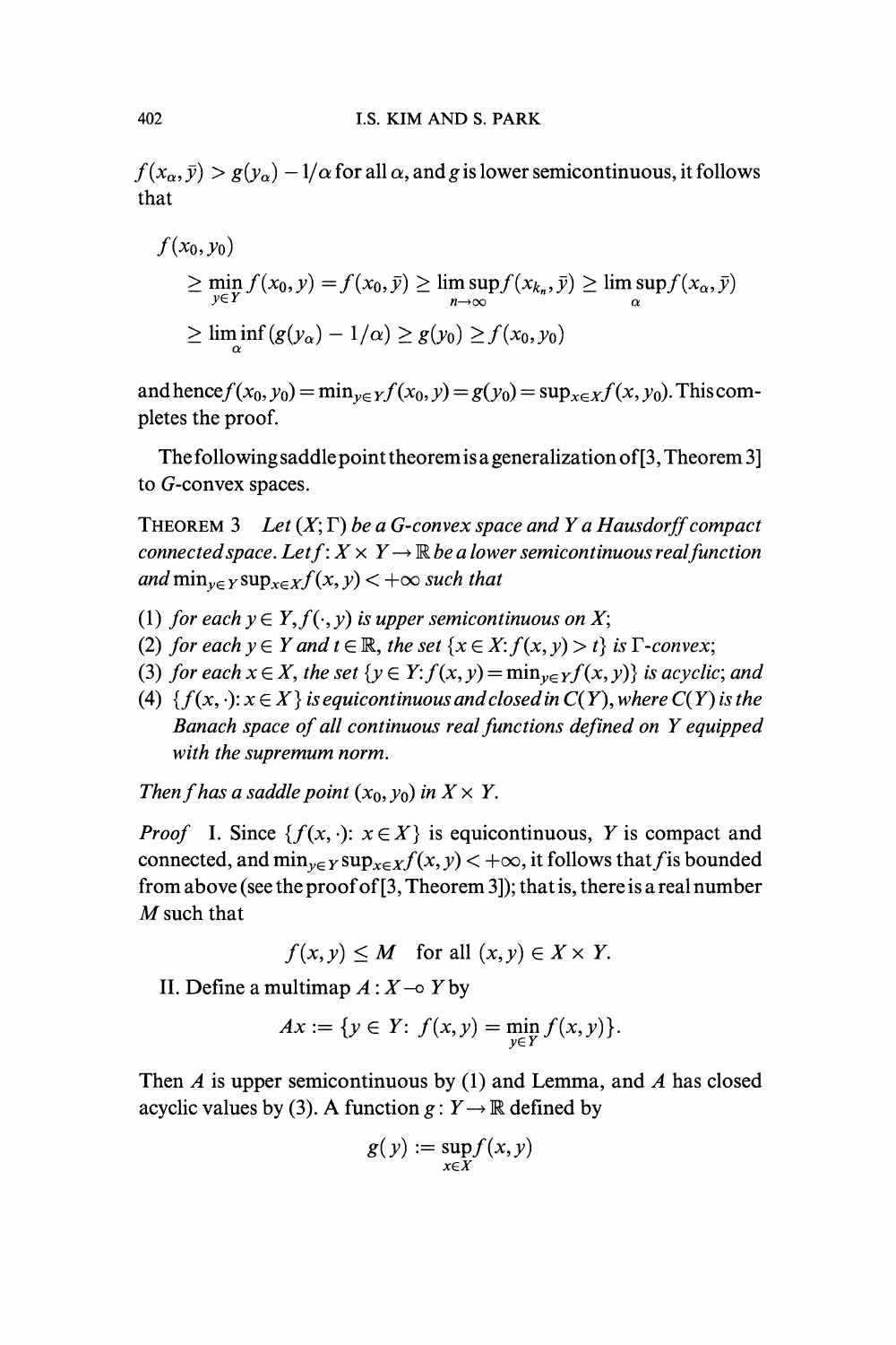$f(x_\alpha, \bar{y}) > g(y_\alpha) - 1/\alpha$ for all $\alpha$, and $g$ is lower semicontinuous, it follows that

$$
\begin{aligned}
& f(x_0, y_0) \\
& \quad \geq \min_{y \in Y} f(x_0, y) = f(x_0, \bar{y}) \geq \limsup_{n \to \infty} f(x_{k_n}, \bar{y}) \geq \limsup_{\alpha} f(x_\alpha, \bar{y}) \\
& \quad \geq \liminf_{\alpha} (g(y_\alpha) - 1/\alpha) \geq g(y_0) \geq f(x_0, y_0)
\end{aligned}
$$

and hence $f(x_0, y_0) = \min_{y \in Y} f(x_0, y) = g(y_0) = \sup_{x \in X} f(x, y_0)$. This completes the proof.

The following saddle point theorem is a generalization of [3, Theorem 3] to $G$-convex spaces.

THEOREM 3 *Let $(X; \Gamma)$ be a $G$-convex space and $Y$ a Hausdorff compact connected space. Let $f: X \times Y \to \mathbb{R}$ be a lower semicontinuous real function and $\min_{y \in Y} \sup_{x \in X} f(x, y) < +\infty$ such that*

1. *for each $y \in Y$, $f(\cdot, y)$ is upper semicontinuous on $X$;*
2. *for each $y \in Y$ and $t \in \mathbb{R}$, the set $\{x \in X: f(x, y) > t\}$ is $\Gamma$-convex;*
3. *for each $x \in X$, the set $\{y \in Y: f(x, y) = \min_{y \in Y} f(x, y)\}$ is acyclic; and*
4. *$\{f(x, \cdot): x \in X\}$ is equicontinuous and closed in $C(Y)$, where $C(Y)$ is the Banach space of all continuous real functions defined on $Y$ equipped with the supremum norm.*

*Then $f$ has a saddle point $(x_0, y_0)$ in $X \times Y$.*

*Proof* I. Since $\{f(x, \cdot): x \in X\}$ is equicontinuous, $Y$ is compact and connected, and $\min_{y \in Y} \sup_{x \in X} f(x, y) < +\infty$, it follows that $f$ is bounded from above (see the proof of [3, Theorem 3]); that is, there is a real number $M$ such that

$$f(x, y) \leq M \quad \text{for all } (x, y) \in X \times Y.$$

II. Define a multimap $A : X \multimap Y$ by

$$Ax := \{y \in Y: \ f(x, y) = \min_{y \in Y} f(x, y)\}.$$

Then $A$ is upper semicontinuous by (1) and Lemma, and $A$ has closed acyclic values by (3). A function $g : Y \to \mathbb{R}$ defined by

$$g(y) := \sup_{x \in X} f(x, y)$$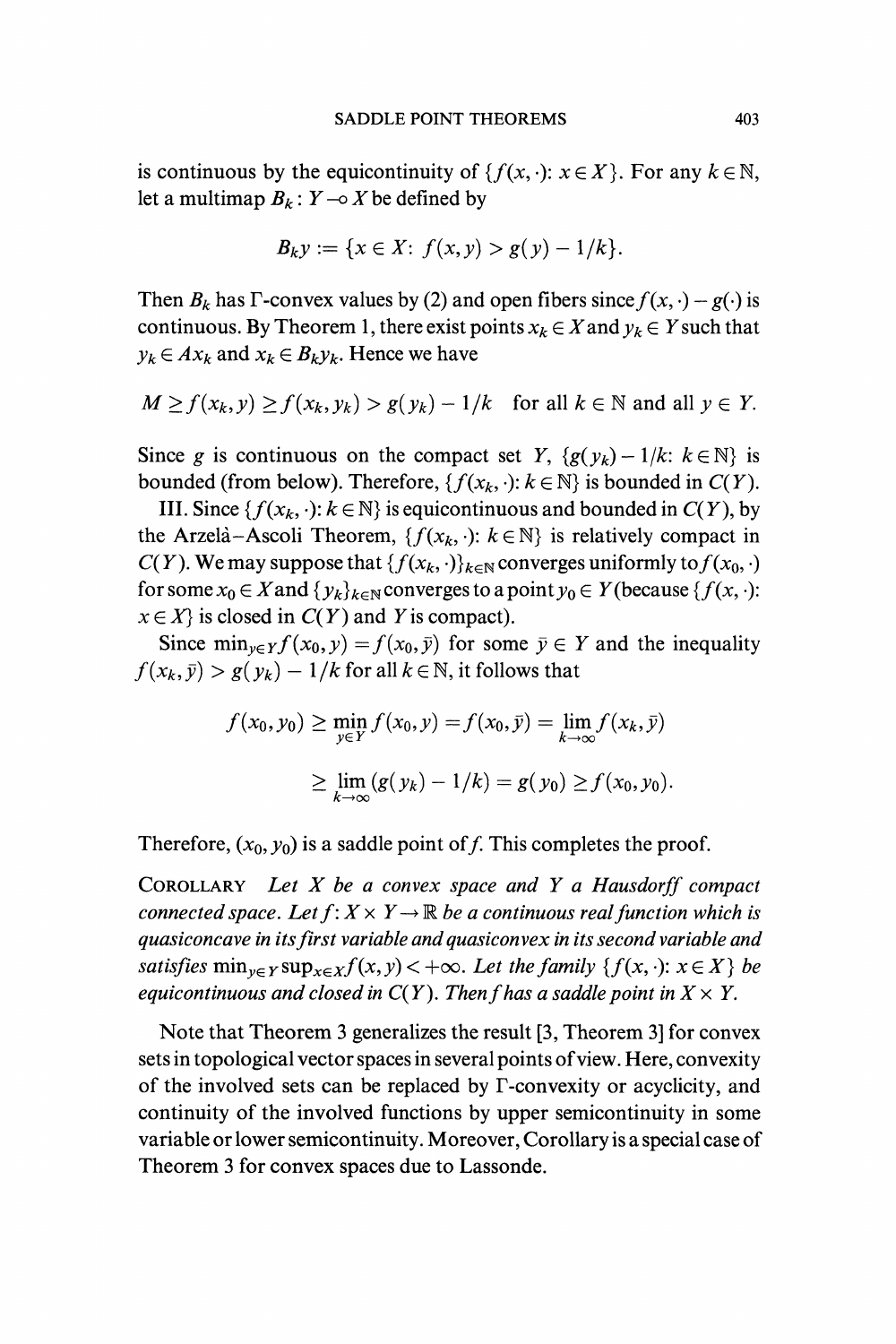is continuous by the equicontinuity of $\{f(x, \cdot): x \in X\}$. For any $k \in \mathbb{N}$, let a multimap $B_k : Y \multimap X$ be defined by

$$B_k y := \{x \in X: f(x,y) > g(y) - 1/k\}.$$

Then $B_k$ has $\Gamma$-convex values by (2) and open fibers since $f(x, \cdot) - g(\cdot)$ is continuous. By Theorem 1, there exist points $x_k \in X$ and $y_k \in Y$ such that $y_k \in Ax_k$ and $x_k \in B_k y_k$. Hence we have

$$M \geq f(x_k, y) \geq f(x_k, y_k) > g(y_k) - 1/k \quad \text{for all } k \in \mathbb{N} \text{ and all } y \in Y.$$

Since $g$ is continuous on the compact set $Y$, $\{g(y_k) - 1/k: k \in \mathbb{N}\}$ is bounded (from below). Therefore, $\{f(x_k, \cdot): k \in \mathbb{N}\}$ is bounded in $C(Y)$.

III. Since $\{f(x_k, \cdot): k \in \mathbb{N}\}$ is equicontinuous and bounded in $C(Y)$, by the Arzelà–Ascoli Theorem, $\{f(x_k, \cdot): k \in \mathbb{N}\}$ is relatively compact in $C(Y)$. We may suppose that $\{f(x_k, \cdot)\}_{k \in \mathbb{N}}$ converges uniformly to $f(x_0, \cdot)$ for some $x_0 \in X$ and $\{y_k\}_{k \in \mathbb{N}}$ converges to a point $y_0 \in Y$ (because $\{f(x, \cdot): x \in X\}$ is closed in $C(Y)$ and $Y$ is compact).

Since $\min_{y \in Y} f(x_0, y) = f(x_0, \bar{y})$ for some $\bar{y} \in Y$ and the inequality $f(x_k, \bar{y}) > g(y_k) - 1/k$ for all $k \in \mathbb{N}$, it follows that

$$\begin{aligned} f(x_0, y_0) &\geq \min_{y \in Y} f(x_0, y) = f(x_0, \bar{y}) = \lim_{k \to \infty} f(x_k, \bar{y}) \\ &\geq \lim_{k \to \infty} (g(y_k) - 1/k) = g(y_0) \geq f(x_0, y_0). \end{aligned}$$

Therefore, $(x_0, y_0)$ is a saddle point of $f$. This completes the proof.

COROLLARY *Let $X$ be a convex space and $Y$ a Hausdorff compact connected space. Let $f: X \times Y \to \mathbb{R}$ be a continuous real function which is quasiconcave in its first variable and quasiconvex in its second variable and satisfies $\min_{y \in Y} \sup_{x \in X} f(x, y) < +\infty$. Let the family $\{f(x, \cdot): x \in X\}$ be equicontinuous and closed in $C(Y)$. Then $f$ has a saddle point in $X \times Y$.*

Note that Theorem 3 generalizes the result [3, Theorem 3] for convex sets in topological vector spaces in several points of view. Here, convexity of the involved sets can be replaced by $\Gamma$-convexity or acyclicity, and continuity of the involved functions by upper semicontinuity in some variable or lower semicontinuity. Moreover, Corollary is a special case of Theorem 3 for convex spaces due to Lassonde.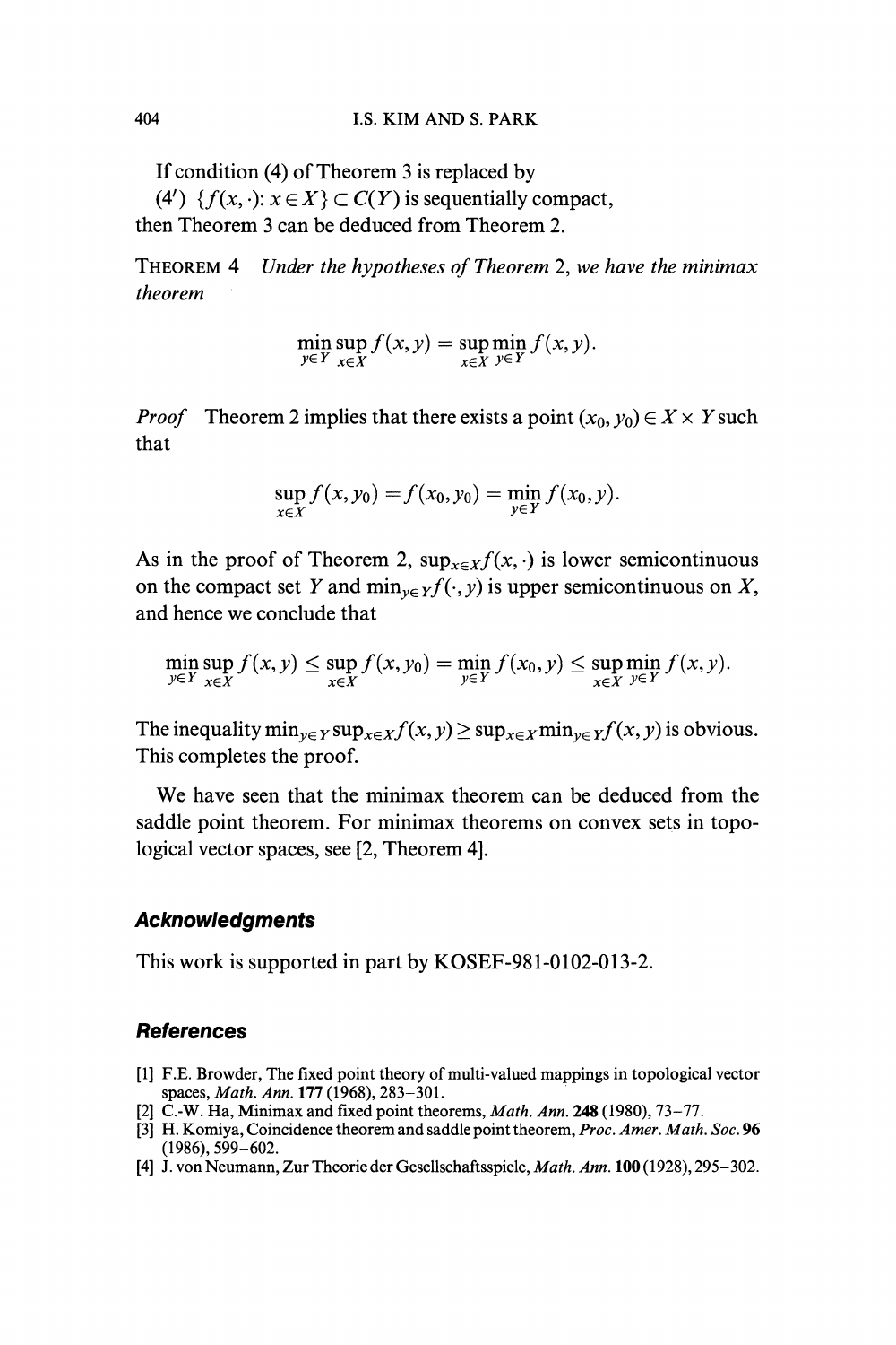If condition (4) of Theorem 3 is replaced by

(4′) $\{f(x, \cdot): x \in X\} \subset C(Y)$ is sequentially compact,

then Theorem 3 can be deduced from Theorem 2.

THEOREM 4 *Under the hypotheses of Theorem* 2, *we have the minimax theorem*

$$\min_{y \in Y} \sup_{x \in X} f(x, y) = \sup_{x \in X} \min_{y \in Y} f(x, y).$$

*Proof* Theorem 2 implies that there exists a point $(x_0, y_0) \in X \times Y$ such that

$$\sup_{x \in X} f(x, y_0) = f(x_0, y_0) = \min_{y \in Y} f(x_0, y).$$

As in the proof of Theorem 2, $\sup_{x \in X} f(x, \cdot)$ is lower semicontinuous on the compact set $Y$ and $\min_{y \in Y} f(\cdot, y)$ is upper semicontinuous on $X$, and hence we conclude that

$$\min_{y \in Y} \sup_{x \in X} f(x, y) \leq \sup_{x \in X} f(x, y_0) = \min_{y \in Y} f(x_0, y) \leq \sup_{x \in X} \min_{y \in Y} f(x, y).$$

The inequality $\min_{y \in Y} \sup_{x \in X} f(x, y) \geq \sup_{x \in X} \min_{y \in Y} f(x, y)$ is obvious. This completes the proof.

We have seen that the minimax theorem can be deduced from the saddle point theorem. For minimax theorems on convex sets in topological vector spaces, see [2, Theorem 4].

## Acknowledgments

This work is supported in part by KOSEF-981-0102-013-2.

## References

[1] F.E. Browder, The fixed point theory of multi-valued mappings in topological vector spaces, *Math. Ann.* **177** (1968), 283–301.

[2] C.-W. Ha, Minimax and fixed point theorems, *Math. Ann.* **248** (1980), 73–77.

[3] H. Komiya, Coincidence theorem and saddle point theorem, *Proc. Amer. Math. Soc.* **96** (1986), 599–602.

[4] J. von Neumann, Zur Theorie der Gesellschaftsspiele, *Math. Ann.* **100** (1928), 295–302.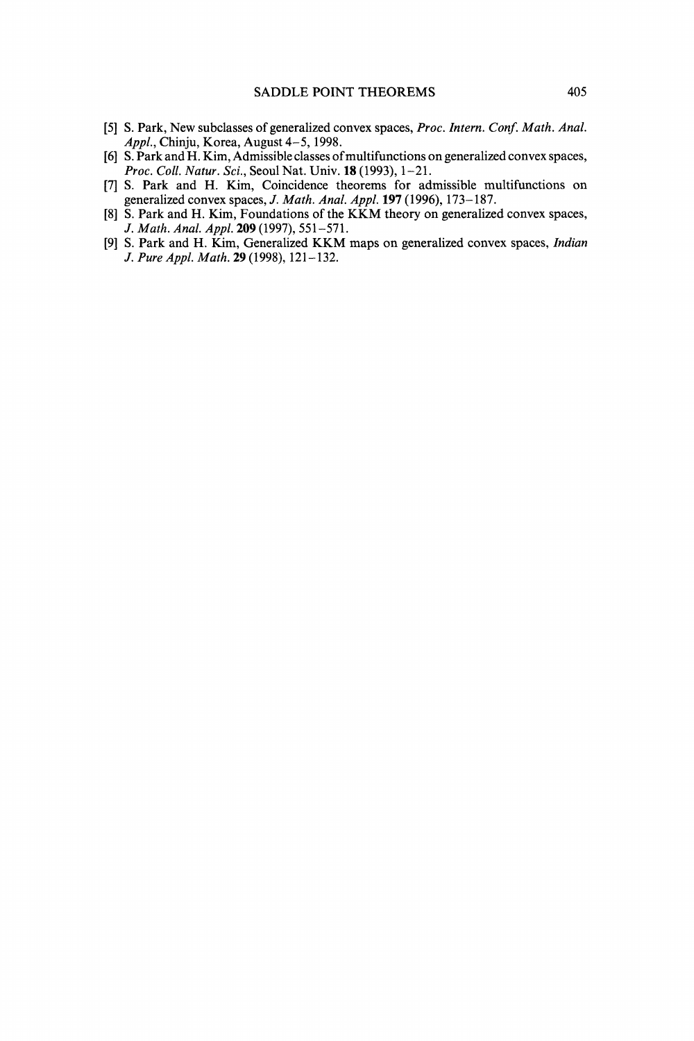[5] S. Park, New subclasses of generalized convex spaces, *Proc. Intern. Conf. Math. Anal. Appl.*, Chinju, Korea, August 4–5, 1998.

[6] S. Park and H. Kim, Admissible classes of multifunctions on generalized convex spaces, *Proc. Coll. Natur. Sci.*, Seoul Nat. Univ. **18** (1993), 1–21.

[7] S. Park and H. Kim, Coincidence theorems for admissible multifunctions on generalized convex spaces, *J. Math. Anal. Appl.* **197** (1996), 173–187.

[8] S. Park and H. Kim, Foundations of the KKM theory on generalized convex spaces, *J. Math. Anal. Appl.* **209** (1997), 551–571.

[9] S. Park and H. Kim, Generalized KKM maps on generalized convex spaces, *Indian J. Pure Appl. Math.* **29** (1998), 121–132.